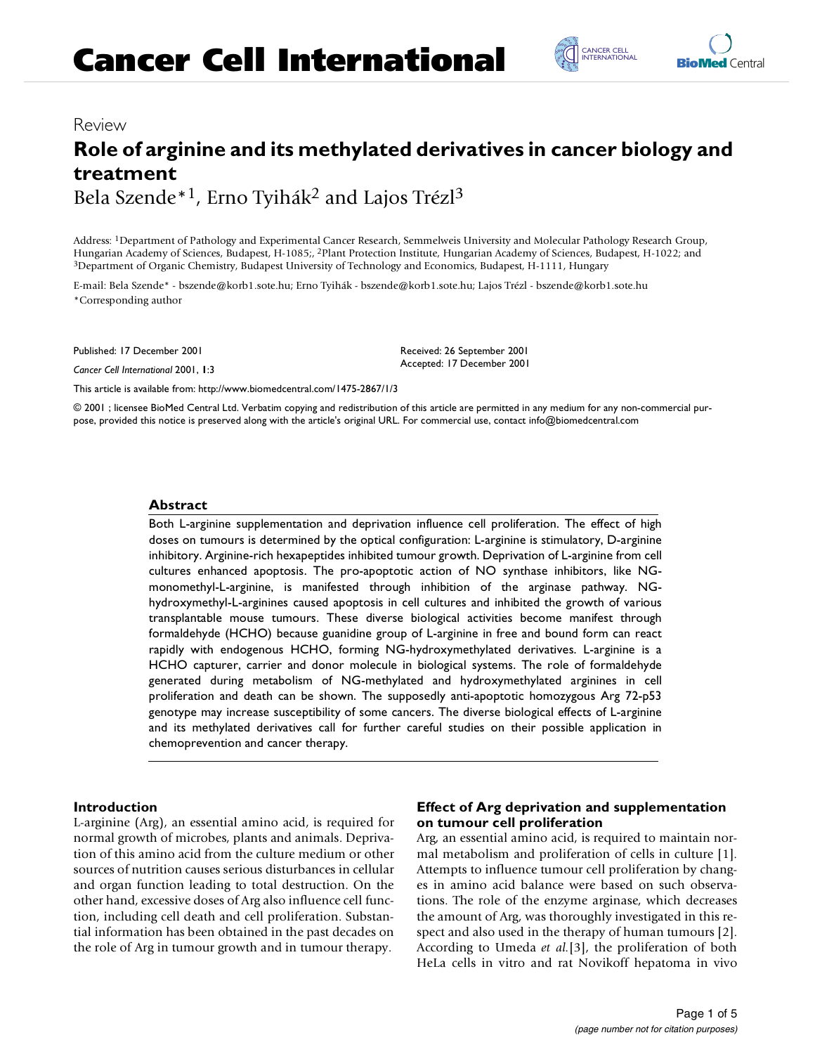Review

# Role of arginine and its methylated derivatives in cancer biology and treatment

Bela Szende*[1], Erno Tyihák[2] and Lajos Trézl[3]

Address: [1]Department of Pathology and Experimental Cancer Research, Semmelweis University and Molecular Pathology Research Group, Hungarian Academy of Sciences, Budapest, H-1085;, [2]Plant Protection Institute, Hungarian Academy of Sciences, Budapest, H-1022; and [3]Department of Organic Chemistry, Budapest University of Technology and Economics, Budapest, H-1111, Hungary

E-mail: Bela Szende* - bszende@korb1.sote.hu; Erno Tyihák - bszende@korb1.sote.hu; Lajos Trézl - bszende@korb1.sote.hu

*Corresponding author

Published: 17 December 2001

*Cancer Cell International* 2001, **1**:3

Received: 26 September 2001

Accepted: 17 December 2001

This article is available from: http://www.biomedcentral.com/1475-2867/1/3

© 2001 ; licensee BioMed Central Ltd. Verbatim copying and redistribution of this article are permitted in any medium for any non-commercial purpose, provided this notice is preserved along with the article's original URL. For commercial use, contact info@biomedcentral.com

## Abstract

Both L-arginine supplementation and deprivation influence cell proliferation. The effect of high doses on tumours is determined by the optical configuration: L-arginine is stimulatory, D-arginine inhibitory. Arginine-rich hexapeptides inhibited tumour growth. Deprivation of L-arginine from cell cultures enhanced apoptosis. The pro-apoptotic action of NO synthase inhibitors, like NG-monomethyl-L-arginine, is manifested through inhibition of the arginase pathway. NG-hydroxymethyl-L-arginines caused apoptosis in cell cultures and inhibited the growth of various transplantable mouse tumours. These diverse biological activities become manifest through formaldehyde (HCHO) because guanidine group of L-arginine in free and bound form can react rapidly with endogenous HCHO, forming NG-hydroxymethylated derivatives. L-arginine is a HCHO capturer, carrier and donor molecule in biological systems. The role of formaldehyde generated during metabolism of NG-methylated and hydroxymethylated arginines in cell proliferation and death can be shown. The supposedly anti-apoptotic homozygous Arg 72-p53 genotype may increase susceptibility of some cancers. The diverse biological effects of L-arginine and its methylated derivatives call for further careful studies on their possible application in chemoprevention and cancer therapy.

## Introduction

L-arginine (Arg), an essential amino acid, is required for normal growth of microbes, plants and animals. Deprivation of this amino acid from the culture medium or other sources of nutrition causes serious disturbances in cellular and organ function leading to total destruction. On the other hand, excessive doses of Arg also influence cell function, including cell death and cell proliferation. Substantial information has been obtained in the past decades on the role of Arg in tumour growth and in tumour therapy.

## Effect of Arg deprivation and supplementation on tumour cell proliferation

Arg, an essential amino acid, is required to maintain normal metabolism and proliferation of cells in culture [1]. Attempts to influence tumour cell proliferation by changes in amino acid balance were based on such observations. The role of the enzyme arginase, which decreases the amount of Arg, was thoroughly investigated in this respect and also used in the therapy of human tumours [2]. According to Umeda *et al.*[3], the proliferation of both HeLa cells in vitro and rat Novikoff hepatoma in vivo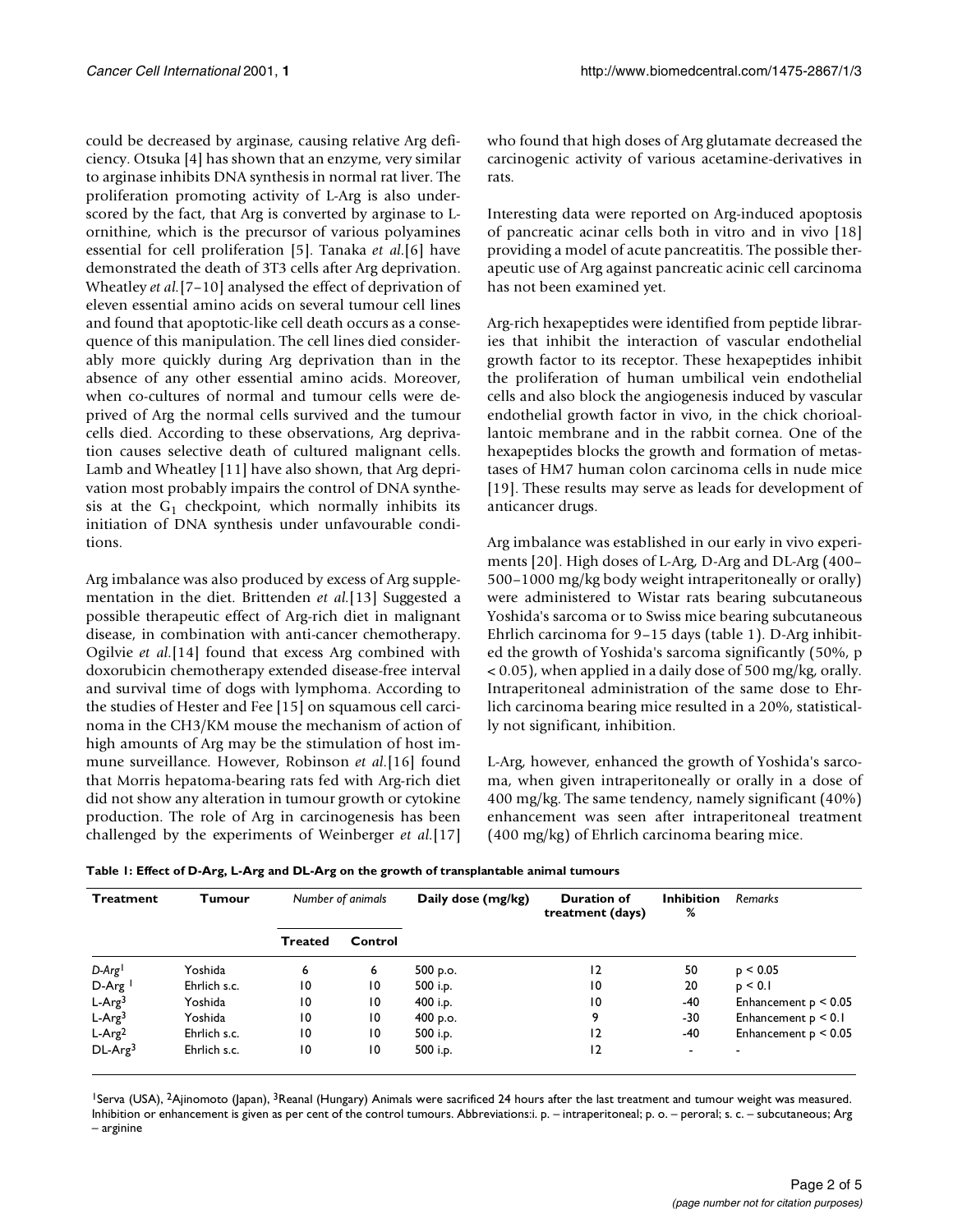could be decreased by arginase, causing relative Arg deficiency. Otsuka [4] has shown that an enzyme, very similar to arginase inhibits DNA synthesis in normal rat liver. The proliferation promoting activity of L-Arg is also underscored by the fact, that Arg is converted by arginase to L-ornithine, which is the precursor of various polyamines essential for cell proliferation [5]. Tanaka *et al.*[6] have demonstrated the death of 3T3 cells after Arg deprivation. Wheatley *et al.*[7–10] analysed the effect of deprivation of eleven essential amino acids on several tumour cell lines and found that apoptotic-like cell death occurs as a consequence of this manipulation. The cell lines died considerably more quickly during Arg deprivation than in the absence of any other essential amino acids. Moreover, when co-cultures of normal and tumour cells were deprived of Arg the normal cells survived and the tumour cells died. According to these observations, Arg deprivation causes selective death of cultured malignant cells. Lamb and Wheatley [11] have also shown, that Arg deprivation most probably impairs the control of DNA synthesis at the $G_1$ checkpoint, which normally inhibits its initiation of DNA synthesis under unfavourable conditions.

Arg imbalance was also produced by excess of Arg supplementation in the diet. Brittenden *et al.*[13] Suggested a possible therapeutic effect of Arg-rich diet in malignant disease, in combination with anti-cancer chemotherapy. Ogilvie *et al.*[14] found that excess Arg combined with doxorubicin chemotherapy extended disease-free interval and survival time of dogs with lymphoma. According to the studies of Hester and Fee [15] on squamous cell carcinoma in the CH3/KM mouse the mechanism of action of high amounts of Arg may be the stimulation of host immune surveillance. However, Robinson *et al.*[16] found that Morris hepatoma-bearing rats fed with Arg-rich diet did not show any alteration in tumour growth or cytokine production. The role of Arg in carcinogenesis has been challenged by the experiments of Weinberger *et al.*[17] who found that high doses of Arg glutamate decreased the carcinogenic activity of various acetamine-derivatives in rats.

Interesting data were reported on Arg-induced apoptosis of pancreatic acinar cells both in vitro and in vivo [18] providing a model of acute pancreatitis. The possible therapeutic use of Arg against pancreatic acinic cell carcinoma has not been examined yet.

Arg-rich hexapeptides were identified from peptide libraries that inhibit the interaction of vascular endothelial growth factor to its receptor. These hexapeptides inhibit the proliferation of human umbilical vein endothelial cells and also block the angiogenesis induced by vascular endothelial growth factor in vivo, in the chick chorioallantoic membrane and in the rabbit cornea. One of the hexapeptides blocks the growth and formation of metastases of HM7 human colon carcinoma cells in nude mice [19]. These results may serve as leads for development of anticancer drugs.

Arg imbalance was established in our early in vivo experiments [20]. High doses of L-Arg, D-Arg and DL-Arg (400–500–1000 mg/kg body weight intraperitoneally or orally) were administered to Wistar rats bearing subcutaneous Yoshida's sarcoma or to Swiss mice bearing subcutaneous Ehrlich carcinoma for 9–15 days (table 1). D-Arg inhibited the growth of Yoshida's sarcoma significantly (50%, $p < 0.05$), when applied in a daily dose of 500 mg/kg, orally. Intraperitoneal administration of the same dose to Ehrlich carcinoma bearing mice resulted in a 20%, statistically not significant, inhibition.

L-Arg, however, enhanced the growth of Yoshida's sarcoma, when given intraperitoneally or orally in a dose of 400 mg/kg. The same tendency, namely significant (40%) enhancement was seen after intraperitoneal treatment (400 mg/kg) of Ehrlich carcinoma bearing mice.

**Table 1: Effect of D-Arg, L-Arg and DL-Arg on the growth of transplantable animal tumours**

| Treatment | Tumour | *Number of animals* | | Daily dose (mg/kg) | Duration of treatment (days) | Inhibition % | *Remarks* |
|---|---|---|---|---|---|---|---|
| | | Treated | Control | | | | |
| *D-Arg*[1] | Yoshida | 6 | 6 | 500 p.o. | 12 | 50 | $p < 0.05$ |
| D-Arg [1] | Ehrlich s.c. | 10 | 10 | 500 i.p. | 10 | 20 | $p < 0.1$ |
| L-Arg[3] | Yoshida | 10 | 10 | 400 i.p. | 10 | -40 | Enhancement $p < 0.05$ |
| L-Arg[3] | Yoshida | 10 | 10 | 400 p.o. | 9 | -30 | Enhancement $p < 0.1$ |
| L-Arg[2] | Ehrlich s.c. | 10 | 10 | 500 i.p. | 12 | -40 | Enhancement $p < 0.05$ |
| DL-Arg[3] | Ehrlich s.c. | 10 | 10 | 500 i.p. | 12 | - | - |

[1]Serva (USA), [2]Ajinomoto (Japan), [3]Reanal (Hungary) Animals were sacrificed 24 hours after the last treatment and tumour weight was measured. Inhibition or enhancement is given as per cent of the control tumours. Abbreviations:i. p. – intraperitoneal; p. o. – peroral; s. c. – subcutaneous; Arg – arginine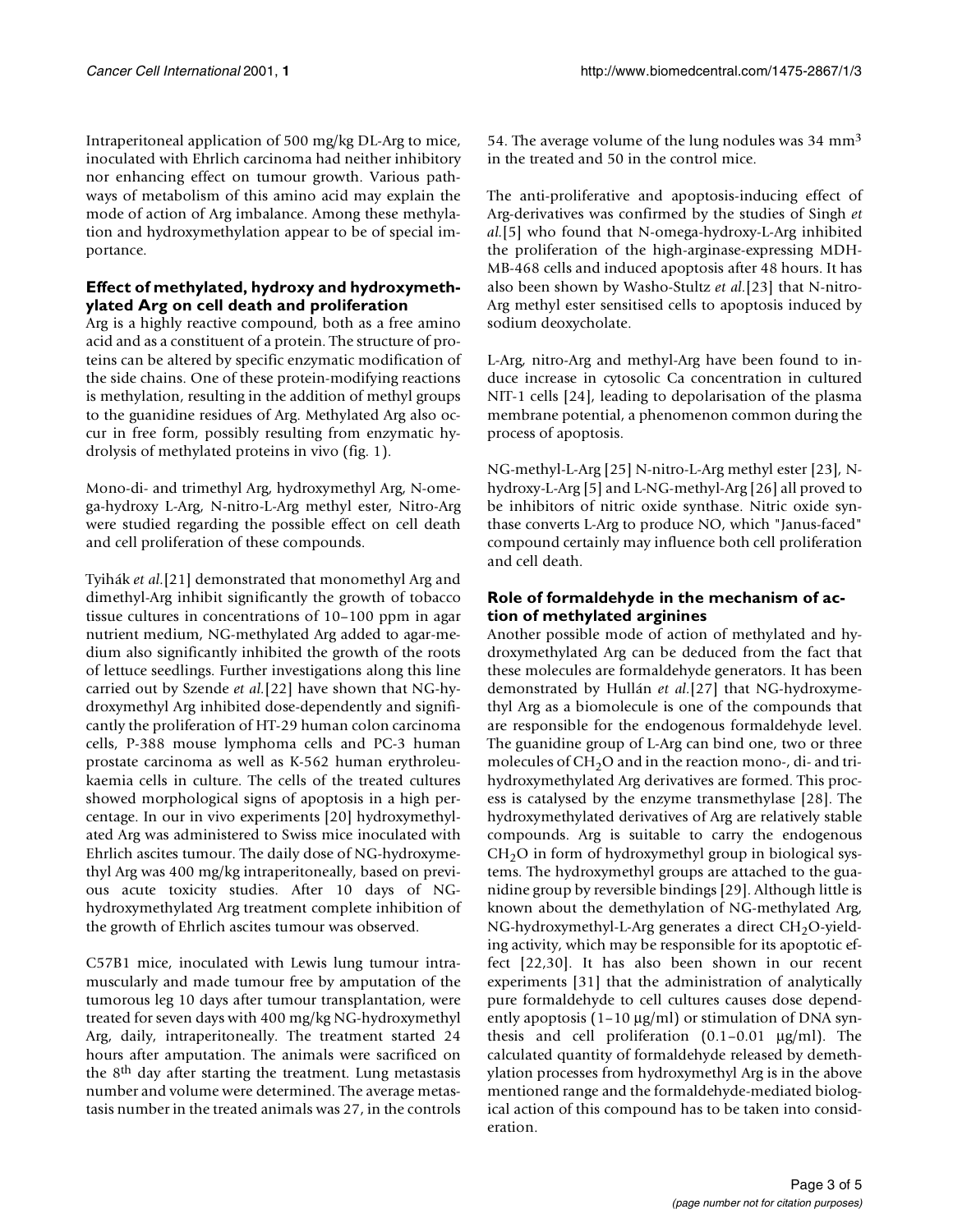Intraperitoneal application of 500 mg/kg DL-Arg to mice, inoculated with Ehrlich carcinoma had neither inhibitory nor enhancing effect on tumour growth. Various pathways of metabolism of this amino acid may explain the mode of action of Arg imbalance. Among these methylation and hydroxymethylation appear to be of special importance.

### Effect of methylated, hydroxy and hydroxymethylated Arg on cell death and proliferation

Arg is a highly reactive compound, both as a free amino acid and as a constituent of a protein. The structure of proteins can be altered by specific enzymatic modification of the side chains. One of these protein-modifying reactions is methylation, resulting in the addition of methyl groups to the guanidine residues of Arg. Methylated Arg also occur in free form, possibly resulting from enzymatic hydrolysis of methylated proteins in vivo (fig. 1).

Mono-di- and trimethyl Arg, hydroxymethyl Arg, N-omega-hydroxy L-Arg, N-nitro-L-Arg methyl ester, Nitro-Arg were studied regarding the possible effect on cell death and cell proliferation of these compounds.

Tyihák *et al.*[21] demonstrated that monomethyl Arg and dimethyl-Arg inhibit significantly the growth of tobacco tissue cultures in concentrations of 10–100 ppm in agar nutrient medium, NG-methylated Arg added to agar-medium also significantly inhibited the growth of the roots of lettuce seedlings. Further investigations along this line carried out by Szende *et al.*[22] have shown that NG-hydroxymethyl Arg inhibited dose-dependently and significantly the proliferation of HT-29 human colon carcinoma cells, P-388 mouse lymphoma cells and PC-3 human prostate carcinoma as well as K-562 human erythroleukaemia cells in culture. The cells of the treated cultures showed morphological signs of apoptosis in a high percentage. In our in vivo experiments [20] hydroxymethylated Arg was administered to Swiss mice inoculated with Ehrlich ascites tumour. The daily dose of NG-hydroxymethyl Arg was 400 mg/kg intraperitoneally, based on previous acute toxicity studies. After 10 days of NG-hydroxymethylated Arg treatment complete inhibition of the growth of Ehrlich ascites tumour was observed.

C57B1 mice, inoculated with Lewis lung tumour intramuscularly and made tumour free by amputation of the tumorous leg 10 days after tumour transplantation, were treated for seven days with 400 mg/kg NG-hydroxymethyl Arg, daily, intraperitoneally. The treatment started 24 hours after amputation. The animals were sacrificed on the 8th day after starting the treatment. Lung metastasis number and volume were determined. The average metastasis number in the treated animals was 27, in the controls 54. The average volume of the lung nodules was 34 $mm^3$ in the treated and 50 in the control mice.

The anti-proliferative and apoptosis-inducing effect of Arg-derivatives was confirmed by the studies of Singh *et al.*[5] who found that N-omega-hydroxy-L-Arg inhibited the proliferation of the high-arginase-expressing MDH-MB-468 cells and induced apoptosis after 48 hours. It has also been shown by Washo-Stultz *et al.*[23] that N-nitro-Arg methyl ester sensitised cells to apoptosis induced by sodium deoxycholate.

L-Arg, nitro-Arg and methyl-Arg have been found to induce increase in cytosolic Ca concentration in cultured NIT-1 cells [24], leading to depolarisation of the plasma membrane potential, a phenomenon common during the process of apoptosis.

NG-methyl-L-Arg [25] N-nitro-L-Arg methyl ester [23], N-hydroxy-L-Arg [5] and L-NG-methyl-Arg [26] all proved to be inhibitors of nitric oxide synthase. Nitric oxide synthase converts L-Arg to produce NO, which "Janus-faced" compound certainly may influence both cell proliferation and cell death.

### Role of formaldehyde in the mechanism of action of methylated arginines

Another possible mode of action of methylated and hydroxymethylated Arg can be deduced from the fact that these molecules are formaldehyde generators. It has been demonstrated by Hullán *et al.*[27] that NG-hydroxymethyl Arg as a biomolecule is one of the compounds that are responsible for the endogenous formaldehyde level. The guanidine group of L-Arg can bind one, two or three molecules of $CH_2O$ and in the reaction mono-, di- and trihydroxymethylated Arg derivatives are formed. This process is catalysed by the enzyme transmethylase [28]. The hydroxymethylated derivatives of Arg are relatively stable compounds. Arg is suitable to carry the endogenous $CH_2O$ in form of hydroxymethyl group in biological systems. The hydroxymethyl groups are attached to the guanidine group by reversible bindings [29]. Although little is known about the demethylation of NG-methylated Arg, NG-hydroxymethyl-L-Arg generates a direct $CH_2O$-yielding activity, which may be responsible for its apoptotic effect [22,30]. It has also been shown in our recent experiments [31] that the administration of analytically pure formaldehyde to cell cultures causes dose dependently apoptosis (1–10 μg/ml) or stimulation of DNA synthesis and cell proliferation (0.1–0.01 μg/ml). The calculated quantity of formaldehyde released by demethylation processes from hydroxymethyl Arg is in the above mentioned range and the formaldehyde-mediated biological action of this compound has to be taken into consideration.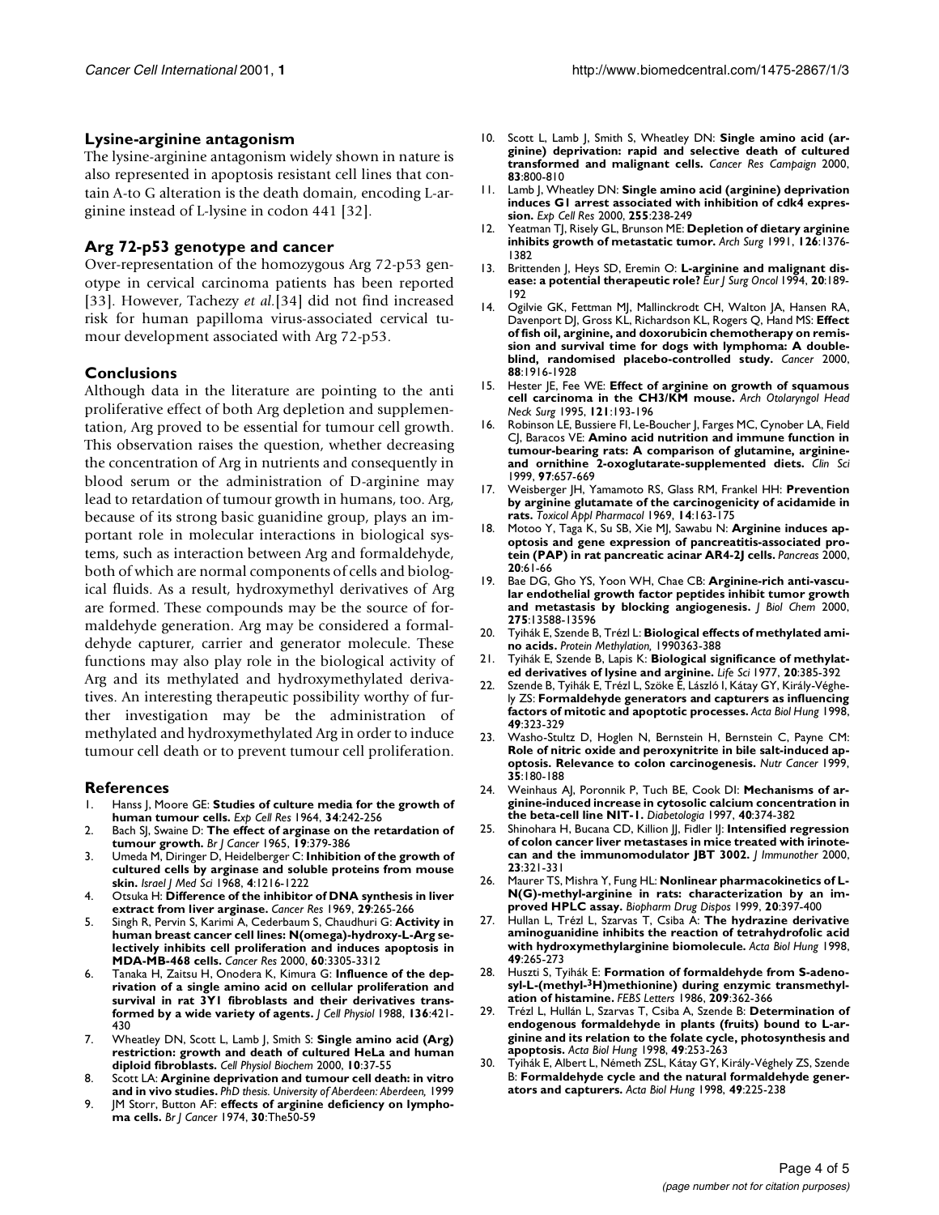### Lysine-arginine antagonism

The lysine-arginine antagonism widely shown in nature is also represented in apoptosis resistant cell lines that contain A-to G alteration is the death domain, encoding L-arginine instead of L-lysine in codon 441 [32].

### Arg 72-p53 genotype and cancer

Over-representation of the homozygous Arg 72-p53 genotype in cervical carcinoma patients has been reported [33]. However, Tachezy *et al.*[34] did not find increased risk for human papilloma virus-associated cervical tumour development associated with Arg 72-p53.

### Conclusions

Although data in the literature are pointing to the anti proliferative effect of both Arg depletion and supplementation, Arg proved to be essential for tumour cell growth. This observation raises the question, whether decreasing the concentration of Arg in nutrients and consequently in blood serum or the administration of D-arginine may lead to retardation of tumour growth in humans, too. Arg, because of its strong basic guanidine group, plays an important role in molecular interactions in biological systems, such as interaction between Arg and formaldehyde, both of which are normal components of cells and biological fluids. As a result, hydroxymethyl derivatives of Arg are formed. These compounds may be the source of formaldehyde generation. Arg may be considered a formaldehyde capturer, carrier and generator molecule. These functions may also play role in the biological activity of Arg and its methylated and hydroxymethylated derivatives. An interesting therapeutic possibility worthy of further investigation may be the administration of methylated and hydroxymethylated Arg in order to induce tumour cell death or to prevent tumour cell proliferation.

### References

1. Hanss J, Moore GE: **Studies of culture media for the growth of human tumour cells.** *Exp Cell Res* 1964, **34**:242-256
2. Bach SJ, Swaine D: **The effect of arginase on the retardation of tumour growth.** *Br J Cancer* 1965, **19**:379-386
3. Umeda M, Diringer D, Heidelberger C: **Inhibition of the growth of cultured cells by arginase and soluble proteins from mouse skin.** *Israel J Med Sci* 1968, **4**:1216-1222
4. Otsuka H: **Difference of the inhibitor of DNA synthesis in liver extract from liver arginase.** *Cancer Res* 1969, **29**:265-266
5. Singh R, Pervin S, Karimi A, Cederbaum S, Chaudhuri G: **Activity in human breast cancer cell lines: N(omega)-hydroxy-L-Arg selectively inhibits cell proliferation and induces apoptosis in MDA-MB-468 cells.** *Cancer Res* 2000, **60**:3305-3312
6. Tanaka H, Zaitsu H, Onodera K, Kimura G: **Influence of the deprivation of a single amino acid on cellular proliferation and survival in rat 3Y1 fibroblasts and their derivatives transformed by a wide variety of agents.** *J Cell Physiol* 1988, **136**:421-430
7. Wheatley DN, Scott L, Lamb J, Smith S: **Single amino acid (Arg) restriction: growth and death of cultured HeLa and human diploid fibroblasts.** *Cell Physiol Biochem* 2000, **10**:37-55
8. Scott LA: **Arginine deprivation and tumour cell death: in vitro and in vivo studies.** *PhD thesis. University of Aberdeen: Aberdeen,* 1999
9. JM Storr, Button AF: **effects of arginine deficiency on lymphoma cells.** *Br J Cancer* 1974, **30**:The50-59
10. Scott L, Lamb J, Smith S, Wheatley DN: **Single amino acid (arginine) deprivation: rapid and selective death of cultured transformed and malignant cells.** *Cancer Res Campaign* 2000, **83**:800-810
11. Lamb J, Wheatley DN: **Single amino acid (arginine) deprivation induces G1 arrest associated with inhibition of cdk4 expression.** *Exp Cell Res* 2000, **255**:238-249
12. Yeatman TJ, Risely GL, Brunson ME: **Depletion of dietary arginine inhibits growth of metastatic tumor.** *Arch Surg* 1991, **126**:1376-1382
13. Brittenden J, Heys SD, Eremin O: **L-arginine and malignant disease: a potential therapeutic role?** *Eur J Surg Oncol* 1994, **20**:189-192
14. Ogilvie GK, Fettman MJ, Mallinckrodt CH, Walton JA, Hansen RA, Davenport DJ, Gross KL, Richardson KL, Rogers Q, Hand MS: **Effect of fish oil, arginine, and doxorubicin chemotherapy on remission and survival time for dogs with lymphoma: A double-blind, randomised placebo-controlled study.** *Cancer* 2000, **88**:1916-1928
15. Hester JE, Fee WE: **Effect of arginine on growth of squamous cell carcinoma in the CH3/KM mouse.** *Arch Otolaryngol Head Neck Surg* 1995, **121**:193-196
16. Robinson LE, Bussiere FI, Le-Boucher J, Farges MC, Cynober LA, Field CJ, Baracos VE: **Amino acid nutrition and immune function in tumour-bearing rats: A comparison of glutamine, arginine- and ornithine 2-oxoglutarate-supplemented diets.** *Clin Sci* 1999, **97**:657-669
17. Weisberger JH, Yamamoto RS, Glass RM, Frankel HH: **Prevention by arginine glutamate of the carcinogenicity of acidamide in rats.** *Toxicol Appl Pharmacol* 1969, **14**:163-175
18. Motoo Y, Taga K, Su SB, Xie MJ, Sawabu N: **Arginine induces apoptosis and gene expression of pancreatitis-associated protein (PAP) in rat pancreatic acinar AR4-2J cells.** *Pancreas* 2000, **20**:61-66
19. Bae DG, Gho YS, Yoon WH, Chae CB: **Arginine-rich anti-vascular endothelial growth factor peptides inhibit tumor growth and metastasis by blocking angiogenesis.** *J Biol Chem* 2000, **275**:13588-13596
20. Tyihák E, Szende B, Trézl L: **Biological effects of methylated amino acids.** *Protein Methylation,* 1990363-388
21. Tyihák E, Szende B, Lapis K: **Biological significance of methylated derivatives of lysine and arginine.** *Life Sci* 1977, **20**:385-392
22. Szende B, Tyihák E, Trézl L, Szöke E, László I, Kátay GY, Király-Véghely ZS: **Formaldehyde generators and capturers as influencing factors of mitotic and apoptotic processes.** *Acta Biol Hung* 1998, **49**:323-329
23. Washo-Stultz D, Hoglen N, Bernstein H, Bernstein C, Payne CM: **Role of nitric oxide and peroxynitrite in bile salt-induced apoptosis. Relevance to colon carcinogenesis.** *Nutr Cancer* 1999, **35**:180-188
24. Weinhaus AJ, Poronnik P, Tuch BE, Cook DI: **Mechanisms of arginine-induced increase in cytosolic calcium concentration in the beta-cell line NIT-1.** *Diabetologia* 1997, **40**:374-382
25. Shinohara H, Bucana CD, Killion JJ, Fidler IJ: **Intensified regression of colon cancer liver metastases in mice treated with irinotecan and the immunomodulator JBT 3002.** *J Immunother* 2000, **23**:321-331
26. Maurer TS, Mishra Y, Fung HL: **Nonlinear pharmacokinetics of L-N(G)-methyl-arginine in rats: characterization by an improved HPLC assay.** *Biopharm Drug Dispos* 1999, **20**:397-400
27. Hullan L, Trézl L, Szarvas T, Csiba A: **The hydrazine derivative aminoguanidine inhibits the reaction of tetrahydrofolic acid with hydroxymethylarginine biomolecule.** *Acta Biol Hung* 1998, **49**:265-273
28. Huszti S, Tyihák E: **Formation of formaldehyde from S-adenosyl-L-(methyl-$^{3}$H)methionine) during enzymic transmethylation of histamine.** *FEBS Letters* 1986, **209**:362-366
29. Trézl L, Hullán L, Szarvas T, Csiba A, Szende B: **Determination of endogenous formaldehyde in plants (fruits) bound to L-arginine and its relation to the folate cycle, photosynthesis and apoptosis.** *Acta Biol Hung* 1998, **49**:253-263
30. Tyihák E, Albert L, Németh ZSL, Kátay GY, Király-Véghely ZS, Szende B: **Formaldehyde cycle and the natural formaldehyde generators and capturers.** *Acta Biol Hung* 1998, **49**:225-238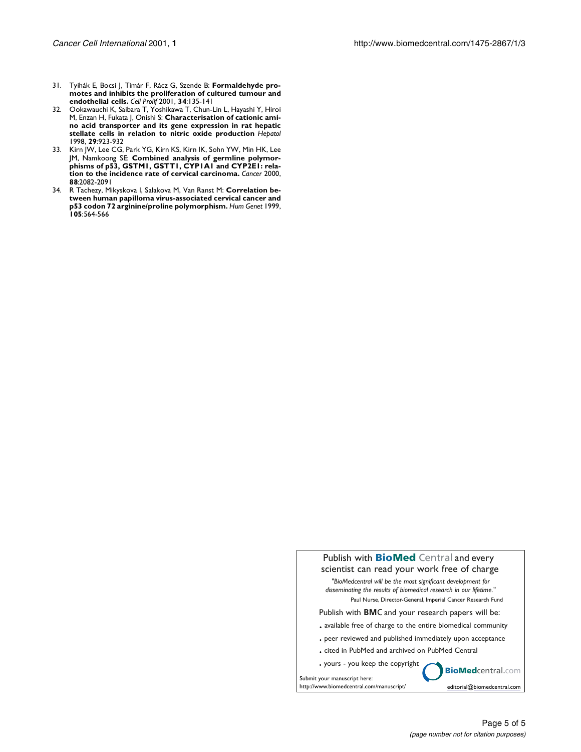31. Tyihák E, Bocsi J, Timár F, Rácz G, Szende B: **Formaldehyde promotes and inhibits the proliferation of cultured tumour and endothelial cells.** *Cell Prolif* 2001, **34**:135-141
32. Ookawauchi K, Saibara T, Yoshikawa T, Chun-Lin L, Hayashi Y, Hiroi M, Enzan H, Fukata J, Onishi S: **Characterisation of cationic amino acid transporter and its gene expression in rat hepatic stellate cells in relation to nitric oxide production** *Hepatol* 1998, **29**:923-932
33. Kirn JW, Lee CG, Park YG, Kirn KS, Kirn IK, Sohn YW, Min HK, Lee JM, Namkoong SE: **Combined analysis of germline polymorphisms of p53, GSTM1, GSTT1, CYP1A1 and CYP2E1: relation to the incidence rate of cervical carcinoma.** *Cancer* 2000, **88**:2082-2091
34. R Tachezy, Mikyskova I, Salakova M, Van Ranst M: **Correlation between human papilloma virus-associated cervical cancer and p53 codon 72 arginine/proline polymorphism.** *Hum Genet* 1999, **105**:564-566

Publish with **BioMed** Central and every scientist can read your work free of charge

*"BioMedcentral will be the most significant development for disseminating the results of biomedical research in our lifetime."*

Paul Nurse, Director-General, Imperial Cancer Research Fund

Publish with **BM**C and your research papers will be:

- available free of charge to the entire biomedical community
- peer reviewed and published immediately upon acceptance
- cited in PubMed and archived on PubMed Central
- yours - you keep the copyright

Submit your manuscript here:
http://www.biomedcentral.com/manuscript/

**BioMed**central.com

editorial@biomedcentral.com